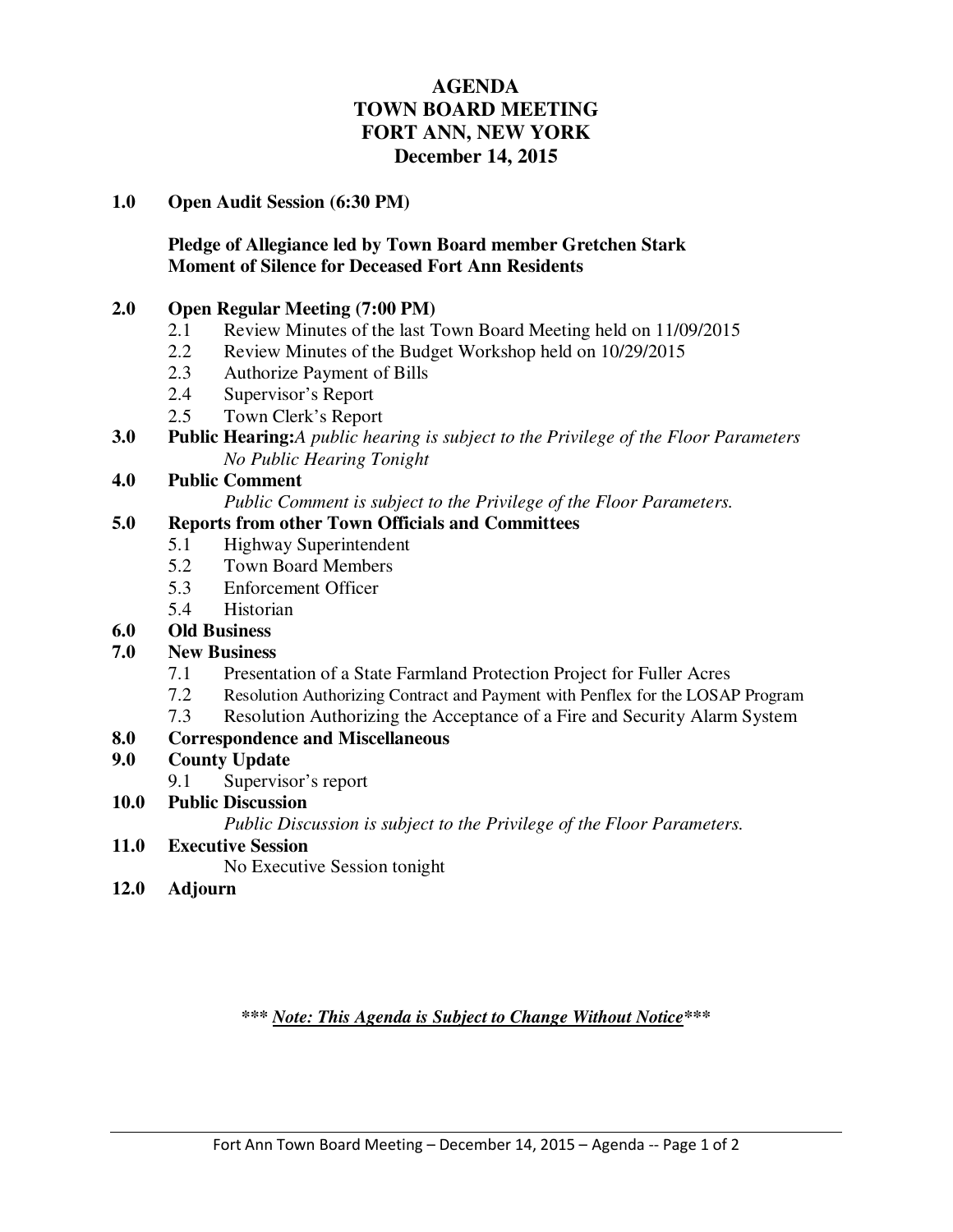# AGENDA
# TOWN BOARD MEETING
# FORT ANN, NEW YORK
# December 14, 2015

**1.0 Open Audit Session (6:30 PM)**

**Pledge of Allegiance led by Town Board member Gretchen Stark**
**Moment of Silence for Deceased Fort Ann Residents**

**2.0 Open Regular Meeting (7:00 PM)**

- 2.1 Review Minutes of the last Town Board Meeting held on 11/09/2015
- 2.2 Review Minutes of the Budget Workshop held on 10/29/2015
- 2.3 Authorize Payment of Bills
- 2.4 Supervisor's Report
- 2.5 Town Clerk's Report

**3.0 Public Hearing:** *A public hearing is subject to the Privilege of the Floor Parameters*
*No Public Hearing Tonight*

**4.0 Public Comment**
*Public Comment is subject to the Privilege of the Floor Parameters.*

**5.0 Reports from other Town Officials and Committees**

- 5.1 Highway Superintendent
- 5.2 Town Board Members
- 5.3 Enforcement Officer
- 5.4 Historian

**6.0 Old Business**

**7.0 New Business**

- 7.1 Presentation of a State Farmland Protection Project for Fuller Acres
- 7.2 Resolution Authorizing Contract and Payment with Penflex for the LOSAP Program
- 7.3 Resolution Authorizing the Acceptance of a Fire and Security Alarm System

**8.0 Correspondence and Miscellaneous**

**9.0 County Update**

- 9.1 Supervisor's report

**10.0 Public Discussion**
*Public Discussion is subject to the Privilege of the Floor Parameters.*

**11.0 Executive Session**
No Executive Session tonight

**12.0 Adjourn**

***\*\*\* Note: This Agenda is Subject to Change Without Notice\*\*\****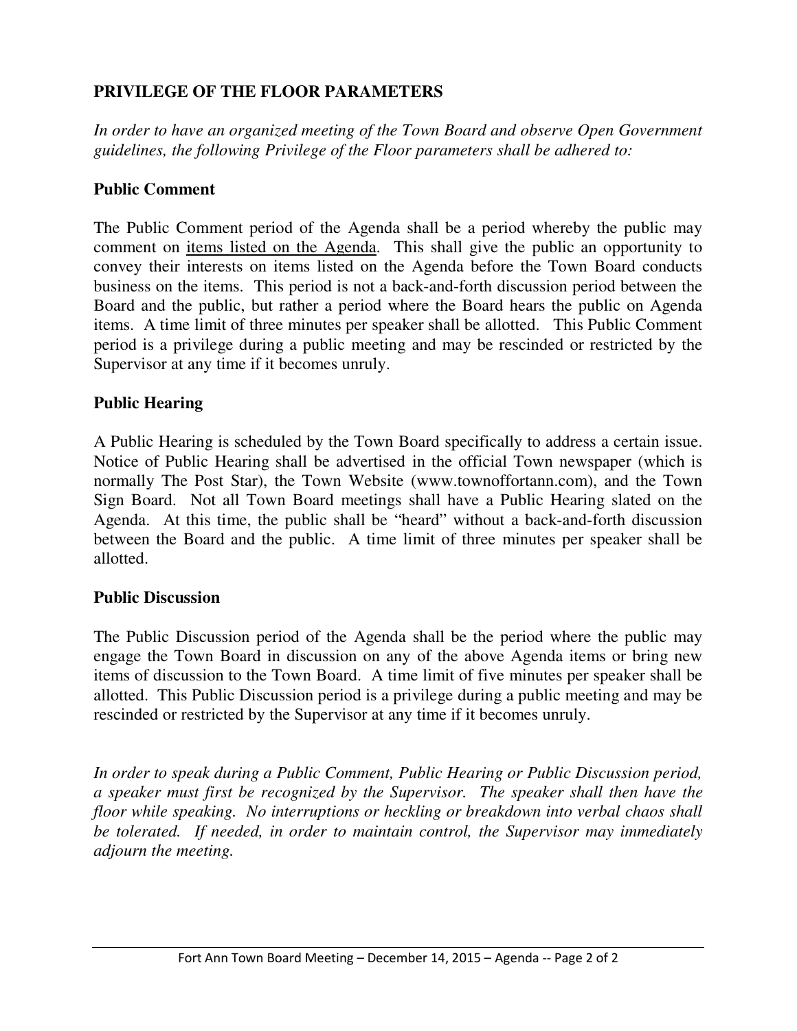## PRIVILEGE OF THE FLOOR PARAMETERS

*In order to have an organized meeting of the Town Board and observe Open Government guidelines, the following Privilege of the Floor parameters shall be adhered to:*

### Public Comment

The Public Comment period of the Agenda shall be a period whereby the public may comment on <u>items listed on the Agenda</u>. This shall give the public an opportunity to convey their interests on items listed on the Agenda before the Town Board conducts business on the items. This period is not a back-and-forth discussion period between the Board and the public, but rather a period where the Board hears the public on Agenda items. A time limit of three minutes per speaker shall be allotted. This Public Comment period is a privilege during a public meeting and may be rescinded or restricted by the Supervisor at any time if it becomes unruly.

### Public Hearing

A Public Hearing is scheduled by the Town Board specifically to address a certain issue. Notice of Public Hearing shall be advertised in the official Town newspaper (which is normally The Post Star), the Town Website (www.townoffortann.com), and the Town Sign Board. Not all Town Board meetings shall have a Public Hearing slated on the Agenda. At this time, the public shall be "heard" without a back-and-forth discussion between the Board and the public. A time limit of three minutes per speaker shall be allotted.

### Public Discussion

The Public Discussion period of the Agenda shall be the period where the public may engage the Town Board in discussion on any of the above Agenda items or bring new items of discussion to the Town Board. A time limit of five minutes per speaker shall be allotted. This Public Discussion period is a privilege during a public meeting and may be rescinded or restricted by the Supervisor at any time if it becomes unruly.

*In order to speak during a Public Comment, Public Hearing or Public Discussion period, a speaker must first be recognized by the Supervisor. The speaker shall then have the floor while speaking. No interruptions or heckling or breakdown into verbal chaos shall be tolerated. If needed, in order to maintain control, the Supervisor may immediately adjourn the meeting.*